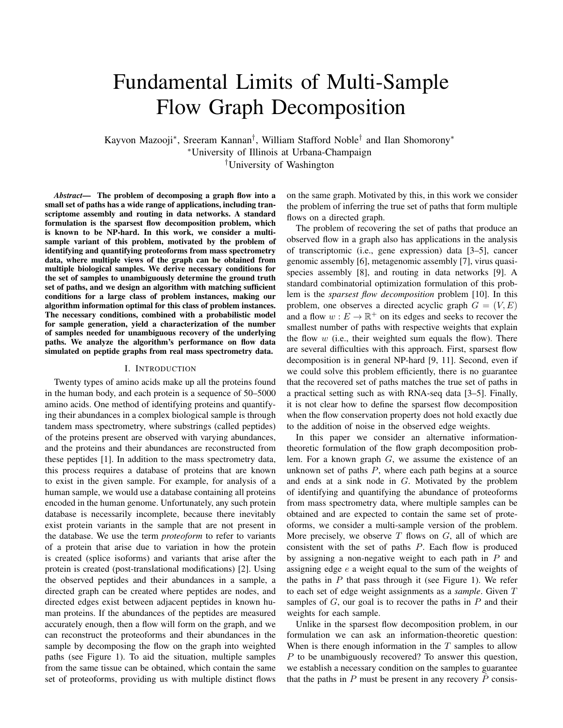# Fundamental Limits of Multi-Sample Flow Graph Decomposition

Kayvon Mazooji*, Sreeram Kannan†, William Stafford Noble† and Ilan Shomorony*

*University of Illinois at Urbana-Champaign

†University of Washington

***Abstract*— The problem of decomposing a graph flow into a small set of paths has a wide range of applications, including transcriptome assembly and routing in data networks. A standard formulation is the sparsest flow decomposition problem, which is known to be NP-hard. In this work, we consider a multi-sample variant of this problem, motivated by the problem of identifying and quantifying proteoforms from mass spectrometry data, where multiple views of the graph can be obtained from multiple biological samples. We derive necessary conditions for the set of samples to unambiguously determine the ground truth set of paths, and we design an algorithm with matching sufficient conditions for a large class of problem instances, making our algorithm information optimal for this class of problem instances. The necessary conditions, combined with a probabilistic model for sample generation, yield a characterization of the number of samples needed for unambiguous recovery of the underlying paths. We analyze the algorithm's performance on flow data simulated on peptide graphs from real mass spectrometry data.**

## I. Introduction

Twenty types of amino acids make up all the proteins found in the human body, and each protein is a sequence of 50–5000 amino acids. One method of identifying proteins and quantifying their abundances in a complex biological sample is through tandem mass spectrometry, where substrings (called peptides) of the proteins present are observed with varying abundances, and the proteins and their abundances are reconstructed from these peptides [1]. In addition to the mass spectrometry data, this process requires a database of proteins that are known to exist in the given sample. For example, for analysis of a human sample, we would use a database containing all proteins encoded in the human genome. Unfortunately, any such protein database is necessarily incomplete, because there inevitably exist protein variants in the sample that are not present in the database. We use the term *proteoform* to refer to variants of a protein that arise due to variation in how the protein is created (splice isoforms) and variants that arise after the protein is created (post-translational modifications) [2]. Using the observed peptides and their abundances in a sample, a directed graph can be created where peptides are nodes, and directed edges exist between adjacent peptides in known human proteins. If the abundances of the peptides are measured accurately enough, then a flow will form on the graph, and we can reconstruct the proteoforms and their abundances in the sample by decomposing the flow on the graph into weighted paths (see Figure 1). To aid the situation, multiple samples from the same tissue can be obtained, which contain the same set of proteoforms, providing us with multiple distinct flows on the same graph. Motivated by this, in this work we consider the problem of inferring the true set of paths that form multiple flows on a directed graph.

The problem of recovering the set of paths that produce an observed flow in a graph also has applications in the analysis of transcriptomic (i.e., gene expression) data [3–5], cancer genomic assembly [6], metagenomic assembly [7], virus quasispecies assembly [8], and routing in data networks [9]. A standard combinatorial optimization formulation of this problem is the *sparsest flow decomposition* problem [10]. In this problem, one observes a directed acyclic graph $G = (V, E)$ and a flow $w : E \to \mathbb{R}^+$ on its edges and seeks to recover the smallest number of paths with respective weights that explain the flow $w$ (i.e., their weighted sum equals the flow). There are several difficulties with this approach. First, sparsest flow decomposition is in general NP-hard [9, 11]. Second, even if we could solve this problem efficiently, there is no guarantee that the recovered set of paths matches the true set of paths in a practical setting such as with RNA-seq data [3–5]. Finally, it is not clear how to define the sparsest flow decomposition when the flow conservation property does not hold exactly due to the addition of noise in the observed edge weights.

In this paper we consider an alternative information-theoretic formulation of the flow graph decomposition problem. For a known graph $G$, we assume the existence of an unknown set of paths $P$, where each path begins at a source and ends at a sink node in $G$. Motivated by the problem of identifying and quantifying the abundance of proteoforms from mass spectrometry data, where multiple samples can be obtained and are expected to contain the same set of proteoforms, we consider a multi-sample version of the problem. More precisely, we observe $T$ flows on $G$, all of which are consistent with the set of paths $P$. Each flow is produced by assigning a non-negative weight to each path in $P$ and assigning edge $e$ a weight equal to the sum of the weights of the paths in $P$ that pass through it (see Figure 1). We refer to each set of edge weight assignments as a *sample*. Given $T$ samples of $G$, our goal is to recover the paths in $P$ and their weights for each sample.

Unlike in the sparsest flow decomposition problem, in our formulation we can ask an information-theoretic question: When is there enough information in the $T$ samples to allow $P$ to be unambiguously recovered? To answer this question, we establish a necessary condition on the samples to guarantee that the paths in $P$ must be present in any recovery $\hat{P}$ consis-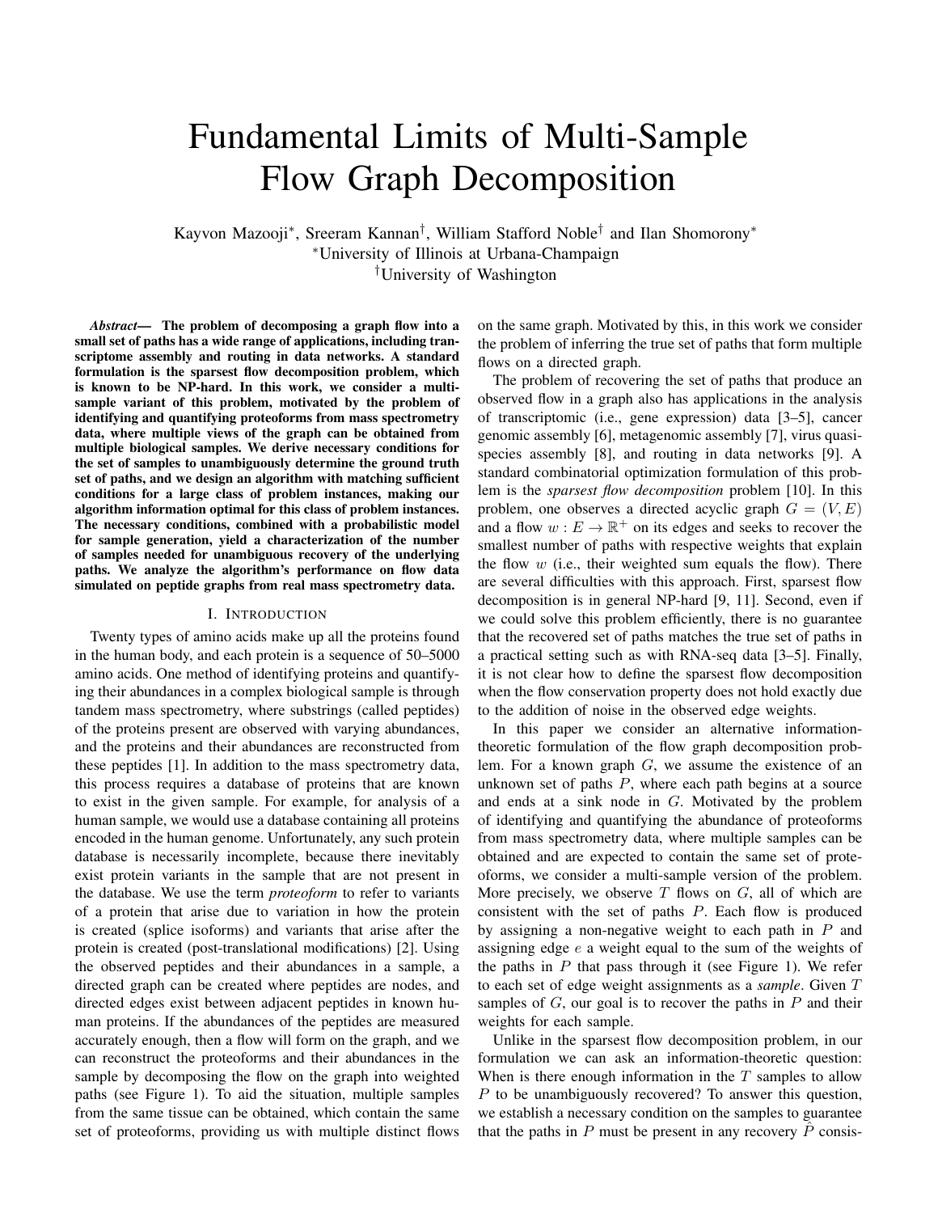# Fundamental Limits of Multi-Sample Flow Graph Decomposition

Kayvon Mazooji*, Sreeram Kannan†, William Stafford Noble† and Ilan Shomorony*

*University of Illinois at Urbana-Champaign

†University of Washington

***Abstract*— The problem of decomposing a graph flow into a small set of paths has a wide range of applications, including transcriptome assembly and routing in data networks. A standard formulation is the sparsest flow decomposition problem, which is known to be NP-hard. In this work, we consider a multi-sample variant of this problem, motivated by the problem of identifying and quantifying proteoforms from mass spectrometry data, where multiple views of the graph can be obtained from multiple biological samples. We derive necessary conditions for the set of samples to unambiguously determine the ground truth set of paths, and we design an algorithm with matching sufficient conditions for a large class of problem instances, making our algorithm information optimal for this class of problem instances. The necessary conditions, combined with a probabilistic model for sample generation, yield a characterization of the number of samples needed for unambiguous recovery of the underlying paths. We analyze the algorithm's performance on flow data simulated on peptide graphs from real mass spectrometry data.**

## I. Introduction

Twenty types of amino acids make up all the proteins found in the human body, and each protein is a sequence of 50–5000 amino acids. One method of identifying proteins and quantifying their abundances in a complex biological sample is through tandem mass spectrometry, where substrings (called peptides) of the proteins present are observed with varying abundances, and the proteins and their abundances are reconstructed from these peptides [1]. In addition to the mass spectrometry data, this process requires a database of proteins that are known to exist in the given sample. For example, for analysis of a human sample, we would use a database containing all proteins encoded in the human genome. Unfortunately, any such protein database is necessarily incomplete, because there inevitably exist protein variants in the sample that are not present in the database. We use the term *proteoform* to refer to variants of a protein that arise due to variation in how the protein is created (splice isoforms) and variants that arise after the protein is created (post-translational modifications) [2]. Using the observed peptides and their abundances in a sample, a directed graph can be created where peptides are nodes, and directed edges exist between adjacent peptides in known human proteins. If the abundances of the peptides are measured accurately enough, then a flow will form on the graph, and we can reconstruct the proteoforms and their abundances in the sample by decomposing the flow on the graph into weighted paths (see Figure 1). To aid the situation, multiple samples from the same tissue can be obtained, which contain the same set of proteoforms, providing us with multiple distinct flows on the same graph. Motivated by this, in this work we consider the problem of inferring the true set of paths that form multiple flows on a directed graph.

The problem of recovering the set of paths that produce an observed flow in a graph also has applications in the analysis of transcriptomic (i.e., gene expression) data [3–5], cancer genomic assembly [6], metagenomic assembly [7], virus quasi-species assembly [8], and routing in data networks [9]. A standard combinatorial optimization formulation of this problem is the *sparsest flow decomposition* problem [10]. In this problem, one observes a directed acyclic graph $G = (V, E)$ and a flow $w : E \to \mathbb{R}^+$ on its edges and seeks to recover the smallest number of paths with respective weights that explain the flow $w$ (i.e., their weighted sum equals the flow). There are several difficulties with this approach. First, sparsest flow decomposition is in general NP-hard [9, 11]. Second, even if we could solve this problem efficiently, there is no guarantee that the recovered set of paths matches the true set of paths in a practical setting such as with RNA-seq data [3–5]. Finally, it is not clear how to define the sparsest flow decomposition when the flow conservation property does not hold exactly due to the addition of noise in the observed edge weights.

In this paper we consider an alternative information-theoretic formulation of the flow graph decomposition problem. For a known graph $G$, we assume the existence of an unknown set of paths $P$, where each path begins at a source and ends at a sink node in $G$. Motivated by the problem of identifying and quantifying the abundance of proteoforms from mass spectrometry data, where multiple samples can be obtained and are expected to contain the same set of proteoforms, we consider a multi-sample version of the problem. More precisely, we observe $T$ flows on $G$, all of which are consistent with the set of paths $P$. Each flow is produced by assigning a non-negative weight to each path in $P$ and assigning edge $e$ a weight equal to the sum of the weights of the paths in $P$ that pass through it (see Figure 1). We refer to each set of edge weight assignments as a *sample*. Given $T$ samples of $G$, our goal is to recover the paths in $P$ and their weights for each sample.

Unlike in the sparsest flow decomposition problem, in our formulation we can ask an information-theoretic question: When is there enough information in the $T$ samples to allow $P$ to be unambiguously recovered? To answer this question, we establish a necessary condition on the samples to guarantee that the paths in $P$ must be present in any recovery $\hat{P}$ consis-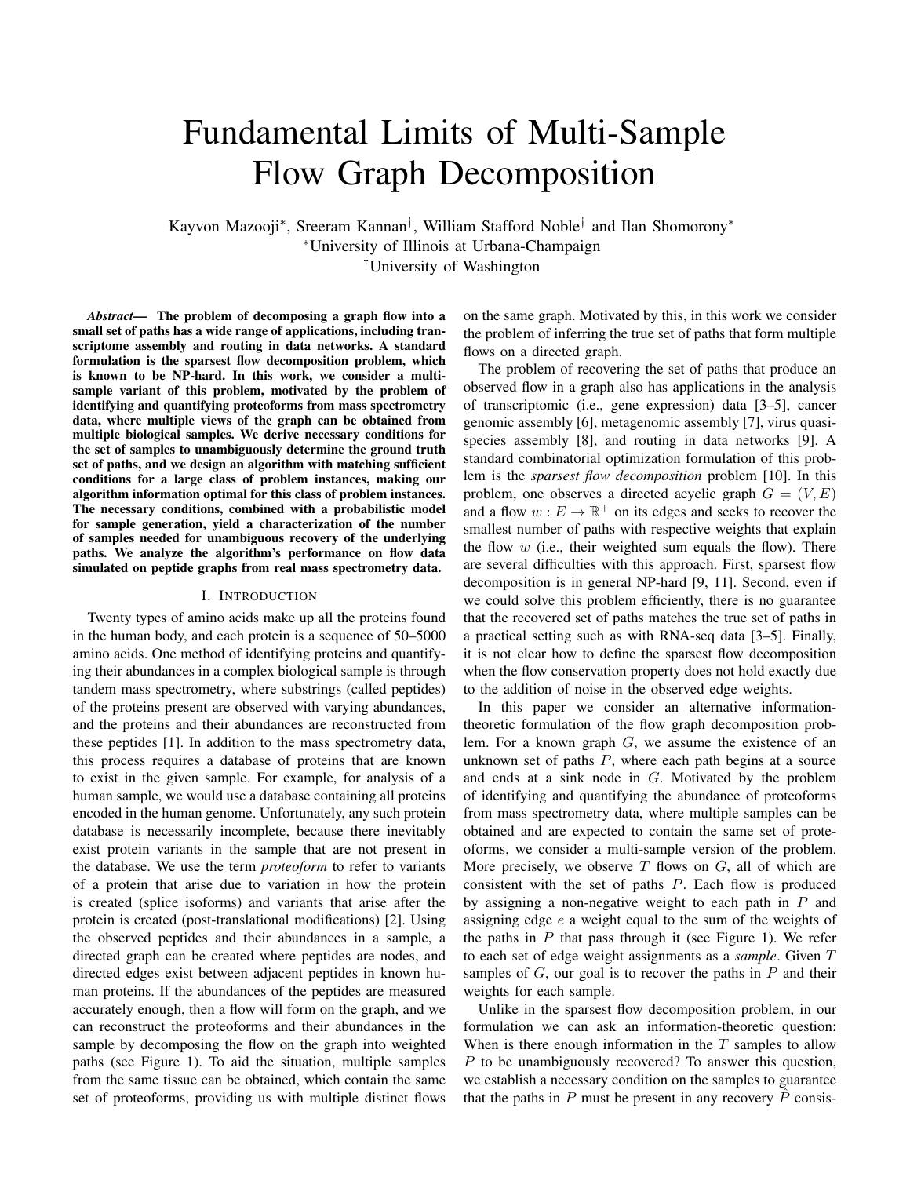# Fundamental Limits of Multi-Sample Flow Graph Decomposition

Kayvon Mazooji[*], Sreeram Kannan[†], William Stafford Noble[†] and Ilan Shomorony[*]

[*]University of Illinois at Urbana-Champaign

[†]University of Washington

***Abstract*— The problem of decomposing a graph flow into a small set of paths has a wide range of applications, including transcriptome assembly and routing in data networks. A standard formulation is the sparsest flow decomposition problem, which is known to be NP-hard. In this work, we consider a multi-sample variant of this problem, motivated by the problem of identifying and quantifying proteoforms from mass spectrometry data, where multiple views of the graph can be obtained from multiple biological samples. We derive necessary conditions for the set of samples to unambiguously determine the ground truth set of paths, and we design an algorithm with matching sufficient conditions for a large class of problem instances, making our algorithm information optimal for this class of problem instances. The necessary conditions, combined with a probabilistic model for sample generation, yield a characterization of the number of samples needed for unambiguous recovery of the underlying paths. We analyze the algorithm's performance on flow data simulated on peptide graphs from real mass spectrometry data.**

## I. Introduction

Twenty types of amino acids make up all the proteins found in the human body, and each protein is a sequence of 50–5000 amino acids. One method of identifying proteins and quantifying their abundances in a complex biological sample is through tandem mass spectrometry, where substrings (called peptides) of the proteins present are observed with varying abundances, and the proteins and their abundances are reconstructed from these peptides [1]. In addition to the mass spectrometry data, this process requires a database of proteins that are known to exist in the given sample. For example, for analysis of a human sample, we would use a database containing all proteins encoded in the human genome. Unfortunately, any such protein database is necessarily incomplete, because there inevitably exist protein variants in the sample that are not present in the database. We use the term *proteoform* to refer to variants of a protein that arise due to variation in how the protein is created (splice isoforms) and variants that arise after the protein is created (post-translational modifications) [2]. Using the observed peptides and their abundances in a sample, a directed graph can be created where peptides are nodes, and directed edges exist between adjacent peptides in known human proteins. If the abundances of the peptides are measured accurately enough, then a flow will form on the graph, and we can reconstruct the proteoforms and their abundances in the sample by decomposing the flow on the graph into weighted paths (see Figure 1). To aid the situation, multiple samples from the same tissue can be obtained, which contain the same set of proteoforms, providing us with multiple distinct flows on the same graph. Motivated by this, in this work we consider the problem of inferring the true set of paths that form multiple flows on a directed graph.

The problem of recovering the set of paths that produce an observed flow in a graph also has applications in the analysis of transcriptomic (i.e., gene expression) data [3–5], cancer genomic assembly [6], metagenomic assembly [7], virus quasi-species assembly [8], and routing in data networks [9]. A standard combinatorial optimization formulation of this problem is the *sparsest flow decomposition* problem [10]. In this problem, one observes a directed acyclic graph $G = (V, E)$ and a flow $w : E \to \mathbb{R}^+$ on its edges and seeks to recover the smallest number of paths with respective weights that explain the flow $w$ (i.e., their weighted sum equals the flow). There are several difficulties with this approach. First, sparsest flow decomposition is in general NP-hard [9, 11]. Second, even if we could solve this problem efficiently, there is no guarantee that the recovered set of paths matches the true set of paths in a practical setting such as with RNA-seq data [3–5]. Finally, it is not clear how to define the sparsest flow decomposition when the flow conservation property does not hold exactly due to the addition of noise in the observed edge weights.

In this paper we consider an alternative information-theoretic formulation of the flow graph decomposition problem. For a known graph $G$, we assume the existence of an unknown set of paths $P$, where each path begins at a source and ends at a sink node in $G$. Motivated by the problem of identifying and quantifying the abundance of proteoforms from mass spectrometry data, where multiple samples can be obtained and are expected to contain the same set of proteoforms, we consider a multi-sample version of the problem. More precisely, we observe $T$ flows on $G$, all of which are consistent with the set of paths $P$. Each flow is produced by assigning a non-negative weight to each path in $P$ and assigning edge $e$ a weight equal to the sum of the weights of the paths in $P$ that pass through it (see Figure 1). We refer to each set of edge weight assignments as a *sample*. Given $T$ samples of $G$, our goal is to recover the paths in $P$ and their weights for each sample.

Unlike in the sparsest flow decomposition problem, in our formulation we can ask an information-theoretic question: When is there enough information in the $T$ samples to allow $P$ to be unambiguously recovered? To answer this question, we establish a necessary condition on the samples to guarantee that the paths in $P$ must be present in any recovery $\hat{P}$ consis-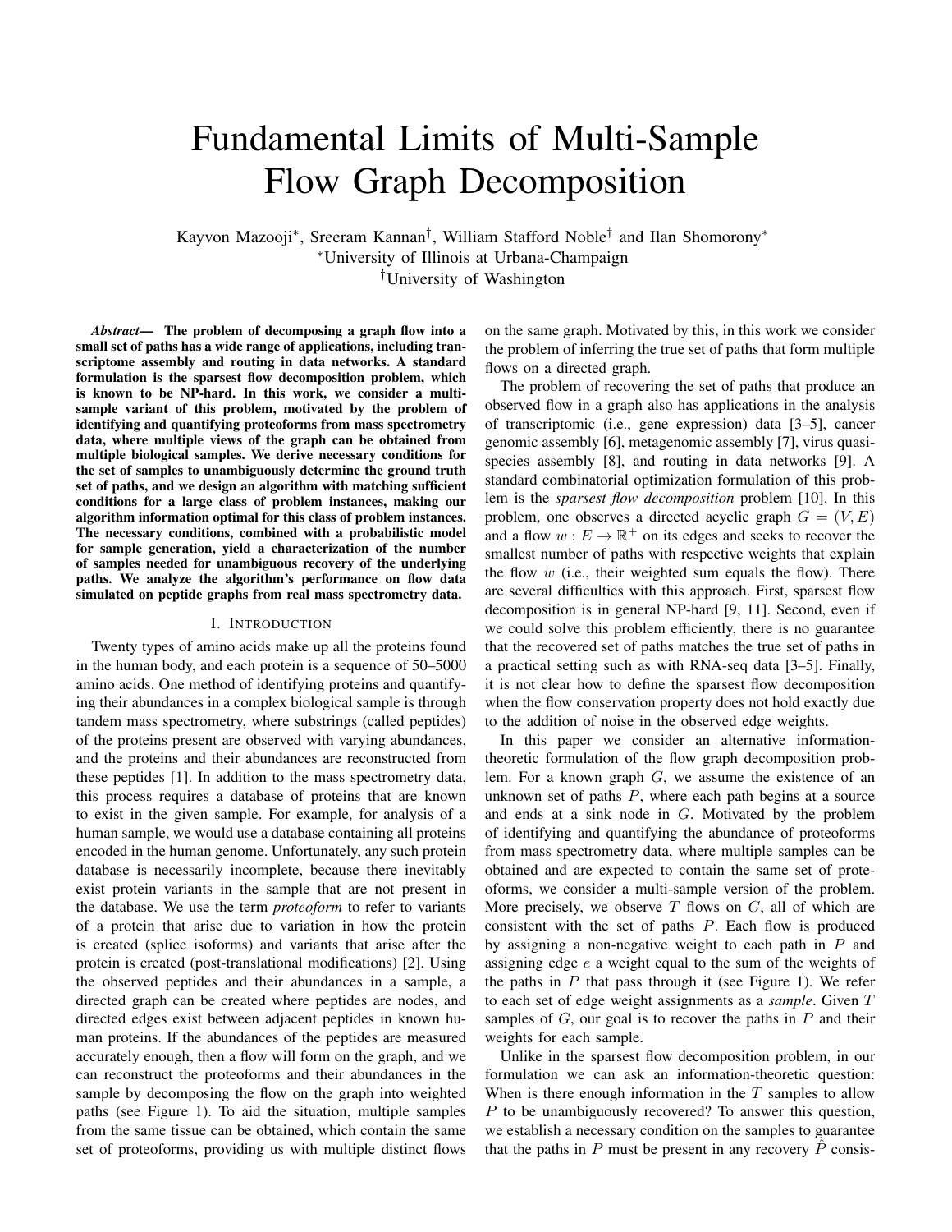# Fundamental Limits of Multi-Sample Flow Graph Decomposition

Kayvon Mazooji*, Sreeram Kannan†, William Stafford Noble† and Ilan Shomorony*

*University of Illinois at Urbana-Champaign

†University of Washington

***Abstract*— The problem of decomposing a graph flow into a small set of paths has a wide range of applications, including transcriptome assembly and routing in data networks. A standard formulation is the sparsest flow decomposition problem, which is known to be NP-hard. In this work, we consider a multi-sample variant of this problem, motivated by the problem of identifying and quantifying proteoforms from mass spectrometry data, where multiple views of the graph can be obtained from multiple biological samples. We derive necessary conditions for the set of samples to unambiguously determine the ground truth set of paths, and we design an algorithm with matching sufficient conditions for a large class of problem instances, making our algorithm information optimal for this class of problem instances. The necessary conditions, combined with a probabilistic model for sample generation, yield a characterization of the number of samples needed for unambiguous recovery of the underlying paths. We analyze the algorithm's performance on flow data simulated on peptide graphs from real mass spectrometry data.**

## I. Introduction

Twenty types of amino acids make up all the proteins found in the human body, and each protein is a sequence of 50–5000 amino acids. One method of identifying proteins and quantifying their abundances in a complex biological sample is through tandem mass spectrometry, where substrings (called peptides) of the proteins present are observed with varying abundances, and the proteins and their abundances are reconstructed from these peptides [1]. In addition to the mass spectrometry data, this process requires a database of proteins that are known to exist in the given sample. For example, for analysis of a human sample, we would use a database containing all proteins encoded in the human genome. Unfortunately, any such protein database is necessarily incomplete, because there inevitably exist protein variants in the sample that are not present in the database. We use the term *proteoform* to refer to variants of a protein that arise due to variation in how the protein is created (splice isoforms) and variants that arise after the protein is created (post-translational modifications) [2]. Using the observed peptides and their abundances in a sample, a directed graph can be created where peptides are nodes, and directed edges exist between adjacent peptides in known human proteins. If the abundances of the peptides are measured accurately enough, then a flow will form on the graph, and we can reconstruct the proteoforms and their abundances in the sample by decomposing the flow on the graph into weighted paths (see Figure 1). To aid the situation, multiple samples from the same tissue can be obtained, which contain the same set of proteoforms, providing us with multiple distinct flows on the same graph. Motivated by this, in this work we consider the problem of inferring the true set of paths that form multiple flows on a directed graph.

The problem of recovering the set of paths that produce an observed flow in a graph also has applications in the analysis of transcriptomic (i.e., gene expression) data [3–5], cancer genomic assembly [6], metagenomic assembly [7], virus quasi-species assembly [8], and routing in data networks [9]. A standard combinatorial optimization formulation of this problem is the *sparsest flow decomposition* problem [10]. In this problem, one observes a directed acyclic graph $G = (V, E)$ and a flow $w : E \to \mathbb{R}^+$ on its edges and seeks to recover the smallest number of paths with respective weights that explain the flow $w$ (i.e., their weighted sum equals the flow). There are several difficulties with this approach. First, sparsest flow decomposition is in general NP-hard [9, 11]. Second, even if we could solve this problem efficiently, there is no guarantee that the recovered set of paths matches the true set of paths in a practical setting such as with RNA-seq data [3–5]. Finally, it is not clear how to define the sparsest flow decomposition when the flow conservation property does not hold exactly due to the addition of noise in the observed edge weights.

In this paper we consider an alternative information-theoretic formulation of the flow graph decomposition problem. For a known graph $G$, we assume the existence of an unknown set of paths $P$, where each path begins at a source and ends at a sink node in $G$. Motivated by the problem of identifying and quantifying the abundance of proteoforms from mass spectrometry data, where multiple samples can be obtained and are expected to contain the same set of proteoforms, we consider a multi-sample version of the problem. More precisely, we observe $T$ flows on $G$, all of which are consistent with the set of paths $P$. Each flow is produced by assigning a non-negative weight to each path in $P$ and assigning edge $e$ a weight equal to the sum of the weights of the paths in $P$ that pass through it (see Figure 1). We refer to each set of edge weight assignments as a *sample*. Given $T$ samples of $G$, our goal is to recover the paths in $P$ and their weights for each sample.

Unlike in the sparsest flow decomposition problem, in our formulation we can ask an information-theoretic question: When is there enough information in the $T$ samples to allow $P$ to be unambiguously recovered? To answer this question, we establish a necessary condition on the samples to guarantee that the paths in $P$ must be present in any recovery $\hat{P}$ consis-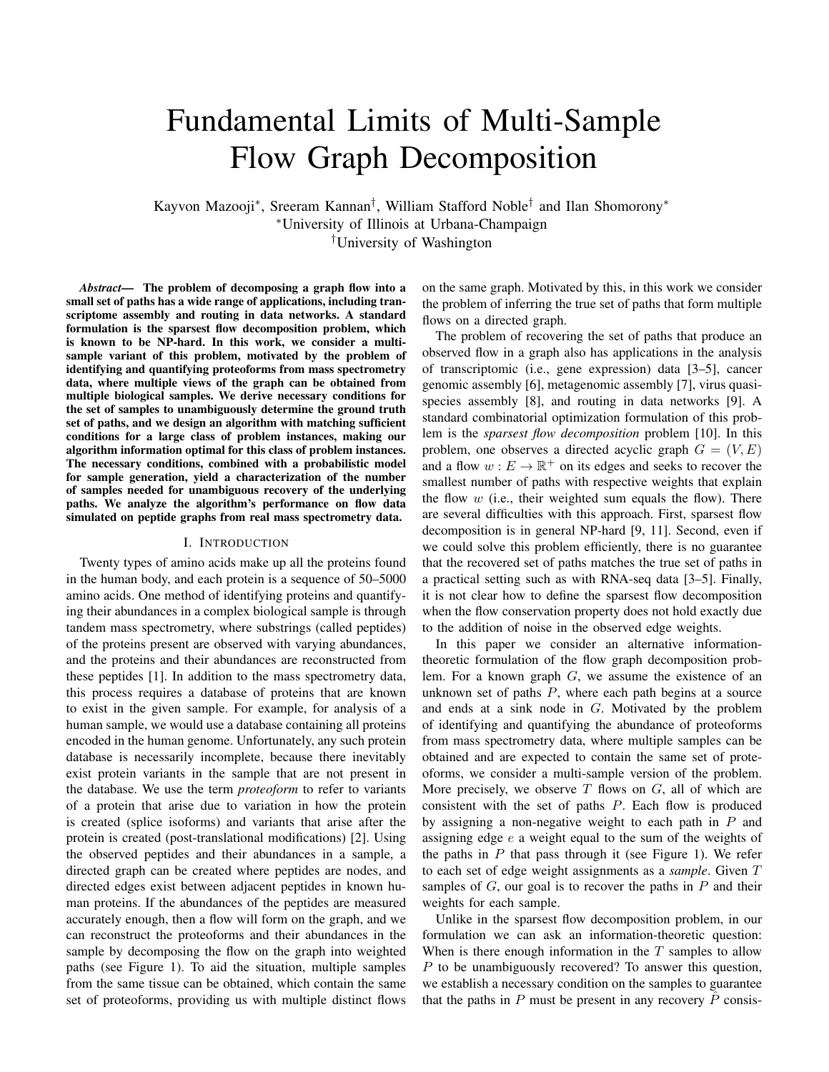# Fundamental Limits of Multi-Sample Flow Graph Decomposition

Kayvon Mazooji*, Sreeram Kannan†, William Stafford Noble† and Ilan Shomorony*

*University of Illinois at Urbana-Champaign

†University of Washington

***Abstract*— The problem of decomposing a graph flow into a small set of paths has a wide range of applications, including transcriptome assembly and routing in data networks. A standard formulation is the sparsest flow decomposition problem, which is known to be NP-hard. In this work, we consider a multi-sample variant of this problem, motivated by the problem of identifying and quantifying proteoforms from mass spectrometry data, where multiple views of the graph can be obtained from multiple biological samples. We derive necessary conditions for the set of samples to unambiguously determine the ground truth set of paths, and we design an algorithm with matching sufficient conditions for a large class of problem instances, making our algorithm information optimal for this class of problem instances. The necessary conditions, combined with a probabilistic model for sample generation, yield a characterization of the number of samples needed for unambiguous recovery of the underlying paths. We analyze the algorithm's performance on flow data simulated on peptide graphs from real mass spectrometry data.**

## I. Introduction

Twenty types of amino acids make up all the proteins found in the human body, and each protein is a sequence of 50–5000 amino acids. One method of identifying proteins and quantifying their abundances in a complex biological sample is through tandem mass spectrometry, where substrings (called peptides) of the proteins present are observed with varying abundances, and the proteins and their abundances are reconstructed from these peptides [1]. In addition to the mass spectrometry data, this process requires a database of proteins that are known to exist in the given sample. For example, for analysis of a human sample, we would use a database containing all proteins encoded in the human genome. Unfortunately, any such protein database is necessarily incomplete, because there inevitably exist protein variants in the sample that are not present in the database. We use the term *proteoform* to refer to variants of a protein that arise due to variation in how the protein is created (splice isoforms) and variants that arise after the protein is created (post-translational modifications) [2]. Using the observed peptides and their abundances in a sample, a directed graph can be created where peptides are nodes, and directed edges exist between adjacent peptides in known human proteins. If the abundances of the peptides are measured accurately enough, then a flow will form on the graph, and we can reconstruct the proteoforms and their abundances in the sample by decomposing the flow on the graph into weighted paths (see Figure 1). To aid the situation, multiple samples from the same tissue can be obtained, which contain the same set of proteoforms, providing us with multiple distinct flows on the same graph. Motivated by this, in this work we consider the problem of inferring the true set of paths that form multiple flows on a directed graph.

The problem of recovering the set of paths that produce an observed flow in a graph also has applications in the analysis of transcriptomic (i.e., gene expression) data [3–5], cancer genomic assembly [6], metagenomic assembly [7], virus quasi-species assembly [8], and routing in data networks [9]. A standard combinatorial optimization formulation of this problem is the *sparsest flow decomposition* problem [10]. In this problem, one observes a directed acyclic graph $G = (V, E)$ and a flow $w : E \to \mathbb{R}^+$ on its edges and seeks to recover the smallest number of paths with respective weights that explain the flow $w$ (i.e., their weighted sum equals the flow). There are several difficulties with this approach. First, sparsest flow decomposition is in general NP-hard [9, 11]. Second, even if we could solve this problem efficiently, there is no guarantee that the recovered set of paths matches the true set of paths in a practical setting such as with RNA-seq data [3–5]. Finally, it is not clear how to define the sparsest flow decomposition when the flow conservation property does not hold exactly due to the addition of noise in the observed edge weights.

In this paper we consider an alternative information-theoretic formulation of the flow graph decomposition problem. For a known graph $G$, we assume the existence of an unknown set of paths $P$, where each path begins at a source and ends at a sink node in $G$. Motivated by the problem of identifying and quantifying the abundance of proteoforms from mass spectrometry data, where multiple samples can be obtained and are expected to contain the same set of proteoforms, we consider a multi-sample version of the problem. More precisely, we observe $T$ flows on $G$, all of which are consistent with the set of paths $P$. Each flow is produced by assigning a non-negative weight to each path in $P$ and assigning edge $e$ a weight equal to the sum of the weights of the paths in $P$ that pass through it (see Figure 1). We refer to each set of edge weight assignments as a *sample*. Given $T$ samples of $G$, our goal is to recover the paths in $P$ and their weights for each sample.

Unlike in the sparsest flow decomposition problem, in our formulation we can ask an information-theoretic question: When is there enough information in the $T$ samples to allow $P$ to be unambiguously recovered? To answer this question, we establish a necessary condition on the samples to guarantee that the paths in $P$ must be present in any recovery $\hat{P}$ consis-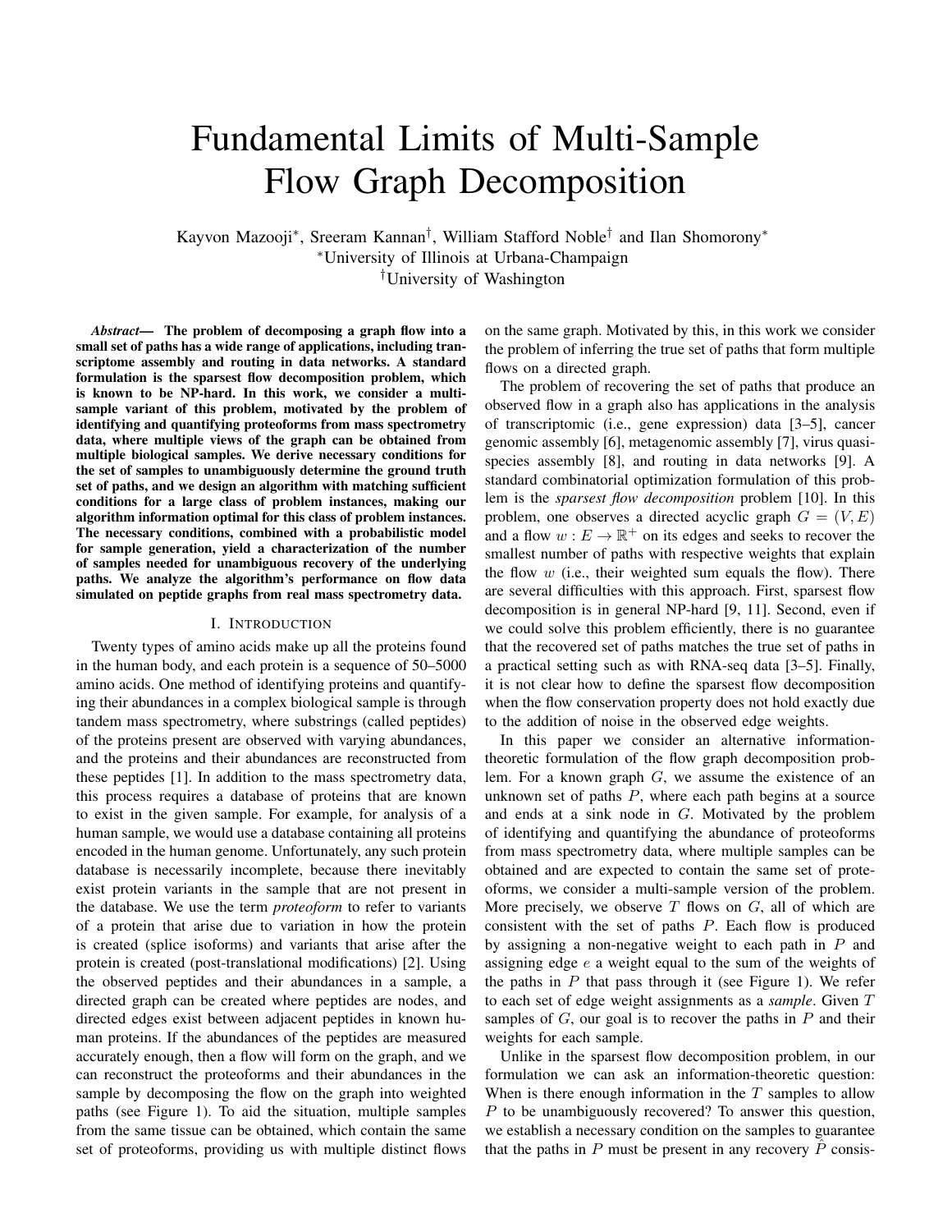# Fundamental Limits of Multi-Sample Flow Graph Decomposition

Kayvon Mazooji[*], Sreeram Kannan[†], William Stafford Noble[†] and Ilan Shomorony[*]
[*]University of Illinois at Urbana-Champaign
[†]University of Washington

***Abstract*— The problem of decomposing a graph flow into a small set of paths has a wide range of applications, including transcriptome assembly and routing in data networks. A standard formulation is the sparsest flow decomposition problem, which is known to be NP-hard. In this work, we consider a multi-sample variant of this problem, motivated by the problem of identifying and quantifying proteoforms from mass spectrometry data, where multiple views of the graph can be obtained from multiple biological samples. We derive necessary conditions for the set of samples to unambiguously determine the ground truth set of paths, and we design an algorithm with matching sufficient conditions for a large class of problem instances, making our algorithm information optimal for this class of problem instances. The necessary conditions, combined with a probabilistic model for sample generation, yield a characterization of the number of samples needed for unambiguous recovery of the underlying paths. We analyze the algorithm's performance on flow data simulated on peptide graphs from real mass spectrometry data.**

## I. Introduction

Twenty types of amino acids make up all the proteins found in the human body, and each protein is a sequence of 50–5000 amino acids. One method of identifying proteins and quantifying their abundances in a complex biological sample is through tandem mass spectrometry, where substrings (called peptides) of the proteins present are observed with varying abundances, and the proteins and their abundances are reconstructed from these peptides [1]. In addition to the mass spectrometry data, this process requires a database of proteins that are known to exist in the given sample. For example, for analysis of a human sample, we would use a database containing all proteins encoded in the human genome. Unfortunately, any such protein database is necessarily incomplete, because there inevitably exist protein variants in the sample that are not present in the database. We use the term *proteoform* to refer to variants of a protein that arise due to variation in how the protein is created (splice isoforms) and variants that arise after the protein is created (post-translational modifications) [2]. Using the observed peptides and their abundances in a sample, a directed graph can be created where peptides are nodes, and directed edges exist between adjacent peptides in known human proteins. If the abundances of the peptides are measured accurately enough, then a flow will form on the graph, and we can reconstruct the proteoforms and their abundances in the sample by decomposing the flow on the graph into weighted paths (see Figure 1). To aid the situation, multiple samples from the same tissue can be obtained, which contain the same set of proteoforms, providing us with multiple distinct flows on the same graph. Motivated by this, in this work we consider the problem of inferring the true set of paths that form multiple flows on a directed graph.

The problem of recovering the set of paths that produce an observed flow in a graph also has applications in the analysis of transcriptomic (i.e., gene expression) data [3–5], cancer genomic assembly [6], metagenomic assembly [7], virus quasi-species assembly [8], and routing in data networks [9]. A standard combinatorial optimization formulation of this problem is the *sparsest flow decomposition* problem [10]. In this problem, one observes a directed acyclic graph $G = (V, E)$ and a flow $w : E \to \mathbb{R}^+$ on its edges and seeks to recover the smallest number of paths with respective weights that explain the flow $w$ (i.e., their weighted sum equals the flow). There are several difficulties with this approach. First, sparsest flow decomposition is in general NP-hard [9, 11]. Second, even if we could solve this problem efficiently, there is no guarantee that the recovered set of paths matches the true set of paths in a practical setting such as with RNA-seq data [3–5]. Finally, it is not clear how to define the sparsest flow decomposition when the flow conservation property does not hold exactly due to the addition of noise in the observed edge weights.

In this paper we consider an alternative information-theoretic formulation of the flow graph decomposition problem. For a known graph $G$, we assume the existence of an unknown set of paths $P$, where each path begins at a source and ends at a sink node in $G$. Motivated by the problem of identifying and quantifying the abundance of proteoforms from mass spectrometry data, where multiple samples can be obtained and are expected to contain the same set of proteoforms, we consider a multi-sample version of the problem. More precisely, we observe $T$ flows on $G$, all of which are consistent with the set of paths $P$. Each flow is produced by assigning a non-negative weight to each path in $P$ and assigning edge $e$ a weight equal to the sum of the weights of the paths in $P$ that pass through it (see Figure 1). We refer to each set of edge weight assignments as a *sample*. Given $T$ samples of $G$, our goal is to recover the paths in $P$ and their weights for each sample.

Unlike in the sparsest flow decomposition problem, in our formulation we can ask an information-theoretic question: When is there enough information in the $T$ samples to allow $P$ to be unambiguously recovered? To answer this question, we establish a necessary condition on the samples to guarantee that the paths in $P$ must be present in any recovery $\hat{P}$ consis-